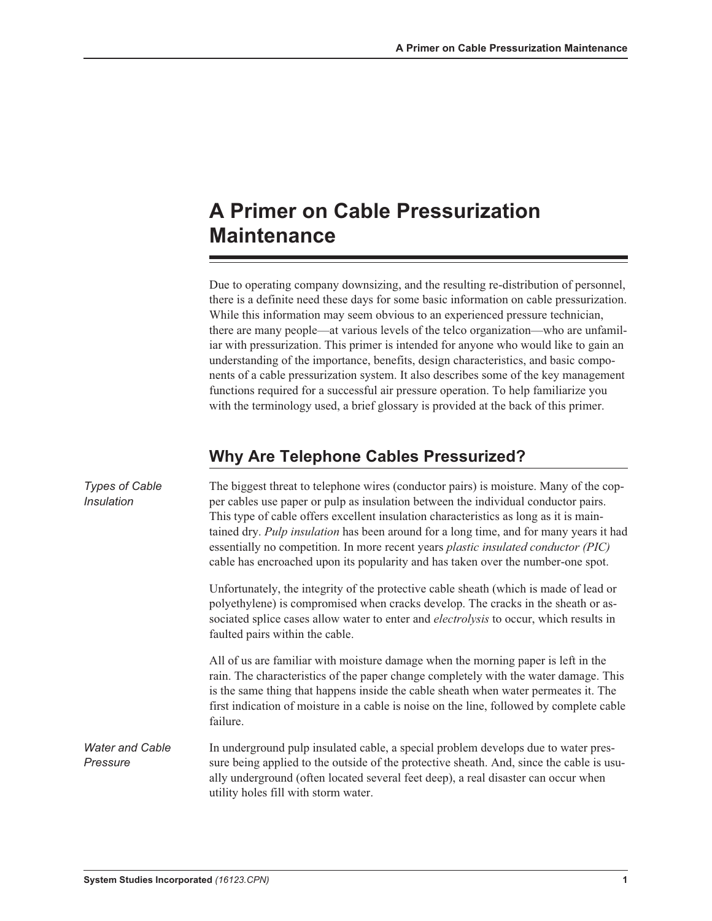# A Primer on Cable Pressurization Maintenance

Due to operating company downsizing, and the resulting re-distribution of personnel, there is a definite need these days for some basic information on cable pressurization. While this information may seem obvious to an experienced pressure technician, there are many people—at various levels of the telco organization—who are unfamiliar with pressurization. This primer is intended for anyone who would like to gain an understanding of the importance, benefits, design characteristics, and basic components of a cable pressurization system. It also describes some of the key management functions required for a successful air pressure operation. To help familiarize you with the terminology used, a brief glossary is provided at the back of this primer.

## Why Are Telephone Cables Pressurized?

*Types of Cable Insulation*

The biggest threat to telephone wires (conductor pairs) is moisture. Many of the copper cables use paper or pulp as insulation between the individual conductor pairs. This type of cable offers excellent insulation characteristics as long as it is maintained dry. *Pulp insulation* has been around for a long time, and for many years it had essentially no competition. In more recent years *plastic insulated conductor (PIC)* cable has encroached upon its popularity and has taken over the number-one spot.

Unfortunately, the integrity of the protective cable sheath (which is made of lead or polyethylene) is compromised when cracks develop. The cracks in the sheath or associated splice cases allow water to enter and *electrolysis* to occur, which results in faulted pairs within the cable.

All of us are familiar with moisture damage when the morning paper is left in the rain. The characteristics of the paper change completely with the water damage. This is the same thing that happens inside the cable sheath when water permeates it. The first indication of moisture in a cable is noise on the line, followed by complete cable failure.

*Water and Cable Pressure*

In underground pulp insulated cable, a special problem develops due to water pressure being applied to the outside of the protective sheath. And, since the cable is usually underground (often located several feet deep), a real disaster can occur when utility holes fill with storm water.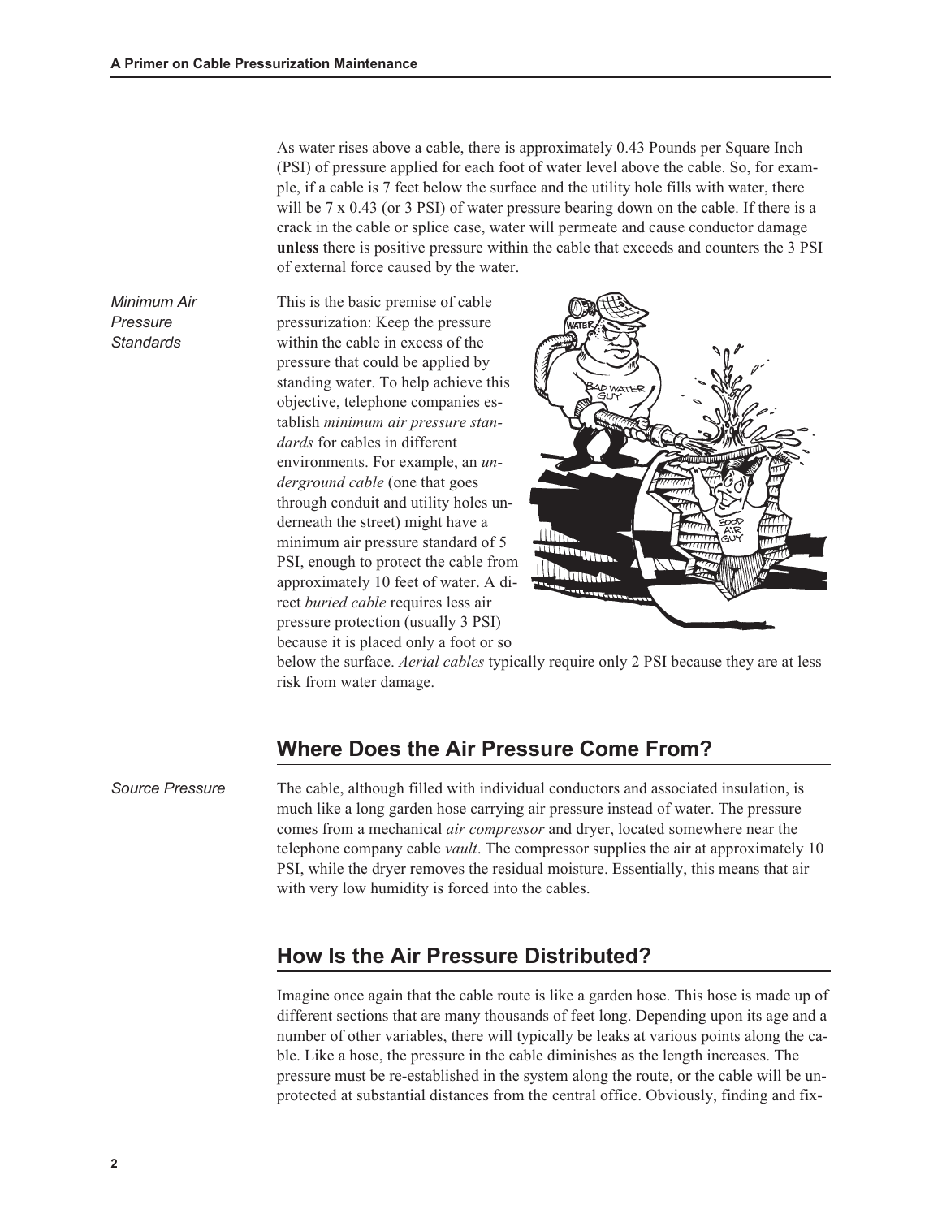As water rises above a cable, there is approximately 0.43 Pounds per Square Inch (PSI) of pressure applied for each foot of water level above the cable. So, for example, if a cable is 7 feet below the surface and the utility hole fills with water, there will be 7 x 0.43 (or 3 PSI) of water pressure bearing down on the cable. If there is a crack in the cable or splice case, water will permeate and cause conductor damage **unless** there is positive pressure within the cable that exceeds and counters the 3 PSI of external force caused by the water.

*Minimum Air Pressure Standards*

This is the basic premise of cable pressurization: Keep the pressure within the cable in excess of the pressure that could be applied by standing water. To help achieve this objective, telephone companies establish *minimum air pressure standards* for cables in different environments. For example, an *underground cable* (one that goes through conduit and utility holes underneath the street) might have a minimum air pressure standard of 5 PSI, enough to protect the cable from approximately 10 feet of water. A direct *buried cable* requires less air pressure protection (usually 3 PSI) because it is placed only a foot or so below the surface. *Aerial cables* typically require only 2 PSI because they are at less risk from water damage.

## Where Does the Air Pressure Come From?

*Source Pressure*

The cable, although filled with individual conductors and associated insulation, is much like a long garden hose carrying air pressure instead of water. The pressure comes from a mechanical *air compressor* and dryer, located somewhere near the telephone company cable *vault*. The compressor supplies the air at approximately 10 PSI, while the dryer removes the residual moisture. Essentially, this means that air with very low humidity is forced into the cables.

## How Is the Air Pressure Distributed?

Imagine once again that the cable route is like a garden hose. This hose is made up of different sections that are many thousands of feet long. Depending upon its age and a number of other variables, there will typically be leaks at various points along the cable. Like a hose, the pressure in the cable diminishes as the length increases. The pressure must be re-established in the system along the route, or the cable will be unprotected at substantial distances from the central office. Obviously, finding and fix-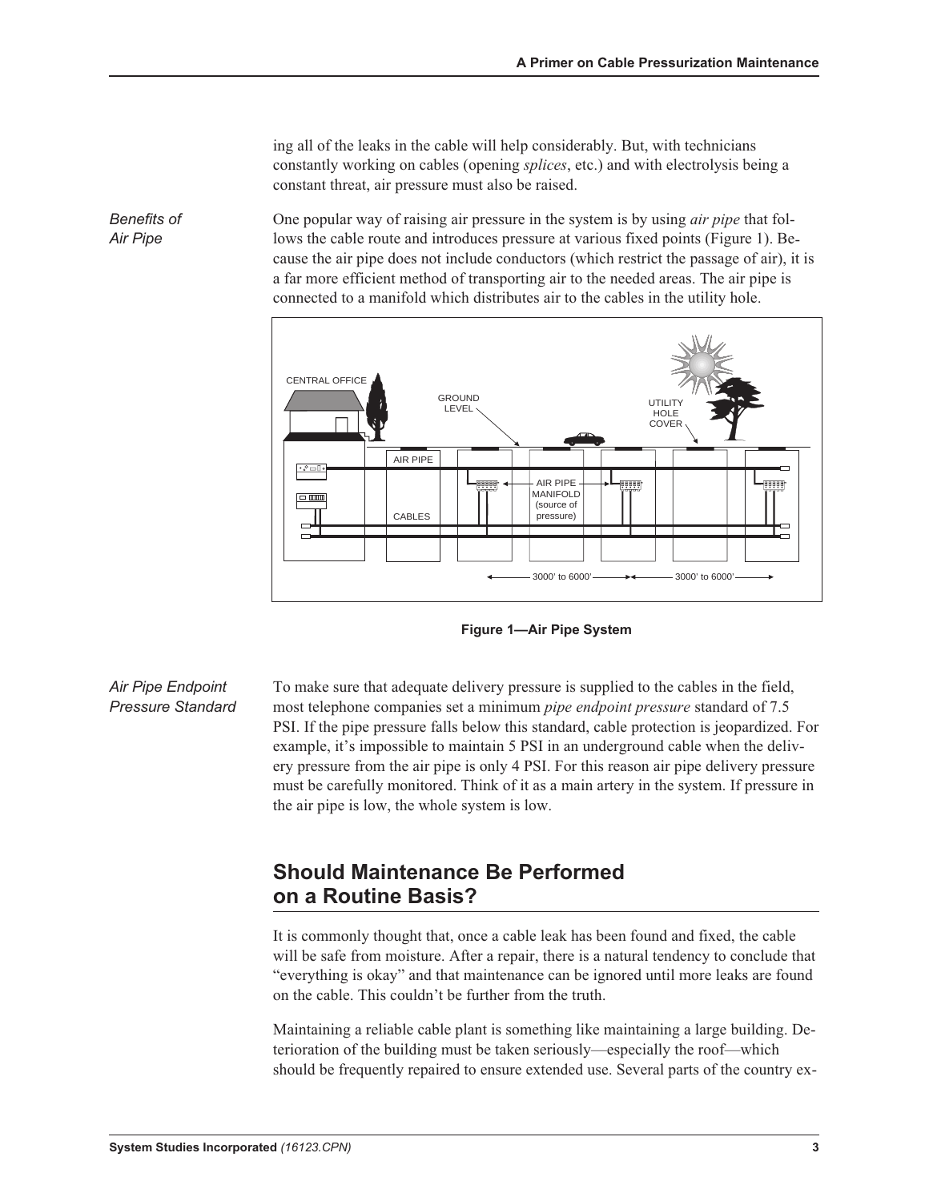ing all of the leaks in the cable will help considerably. But, with technicians constantly working on cables (opening *splices*, etc.) and with electrolysis being a constant threat, air pressure must also be raised.

*Benefits of Air Pipe*

One popular way of raising air pressure in the system is by using *air pipe* that follows the cable route and introduces pressure at various fixed points (Figure 1). Because the air pipe does not include conductors (which restrict the passage of air), it is a far more efficient method of transporting air to the needed areas. The air pipe is connected to a manifold which distributes air to the cables in the utility hole.

**Figure 1—Air Pipe System**

*Air Pipe Endpoint Pressure Standard*

To make sure that adequate delivery pressure is supplied to the cables in the field, most telephone companies set a minimum *pipe endpoint pressure* standard of 7.5 PSI. If the pipe pressure falls below this standard, cable protection is jeopardized. For example, it's impossible to maintain 5 PSI in an underground cable when the delivery pressure from the air pipe is only 4 PSI. For this reason air pipe delivery pressure must be carefully monitored. Think of it as a main artery in the system. If pressure in the air pipe is low, the whole system is low.

## Should Maintenance Be Performed on a Routine Basis?

It is commonly thought that, once a cable leak has been found and fixed, the cable will be safe from moisture. After a repair, there is a natural tendency to conclude that "everything is okay" and that maintenance can be ignored until more leaks are found on the cable. This couldn't be further from the truth.

Maintaining a reliable cable plant is something like maintaining a large building. Deterioration of the building must be taken seriously—especially the roof—which should be frequently repaired to ensure extended use. Several parts of the country ex-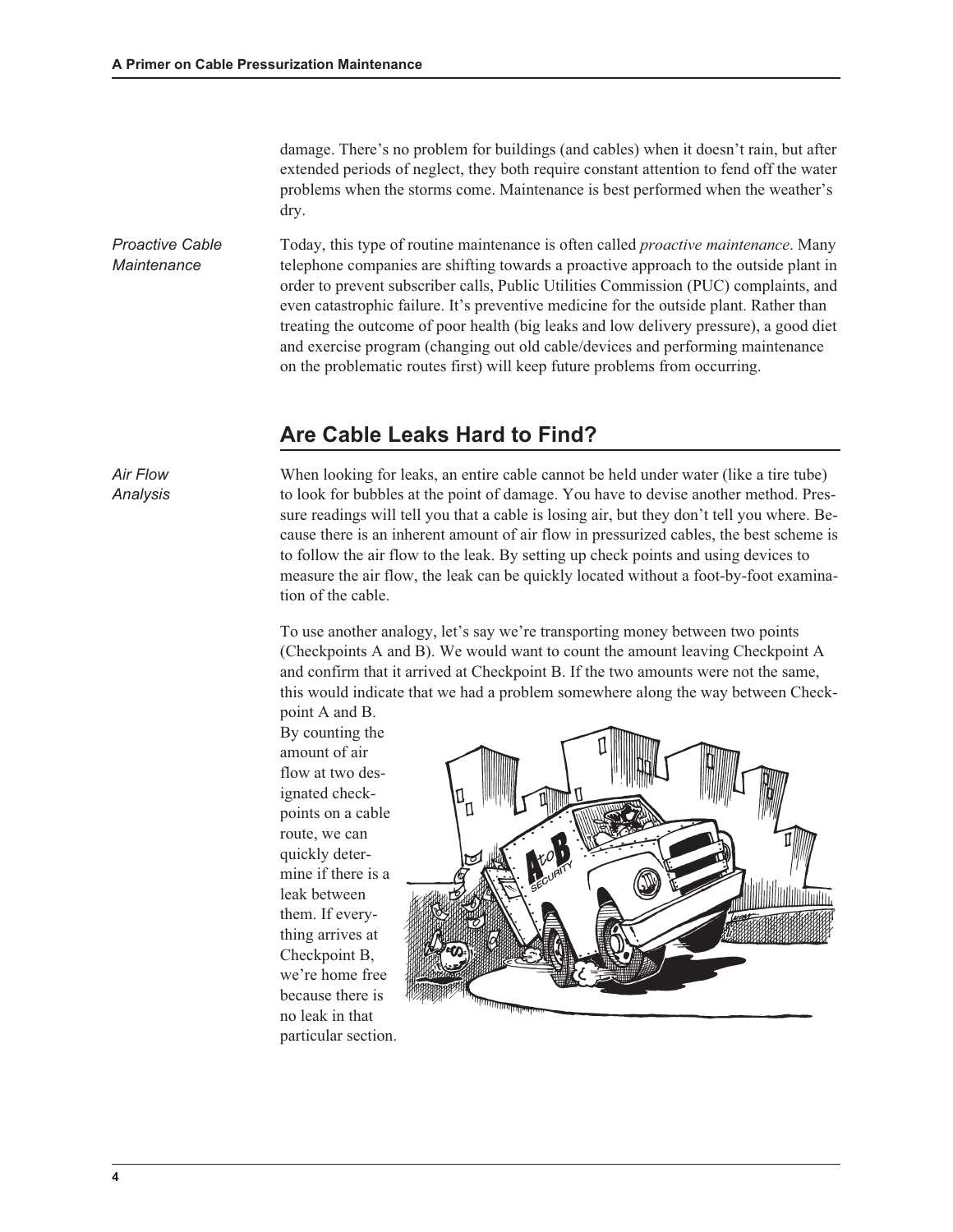damage. There's no problem for buildings (and cables) when it doesn't rain, but after extended periods of neglect, they both require constant attention to fend off the water problems when the storms come. Maintenance is best performed when the weather's dry.

*Proactive Cable Maintenance*

Today, this type of routine maintenance is often called *proactive maintenance*. Many telephone companies are shifting towards a proactive approach to the outside plant in order to prevent subscriber calls, Public Utilities Commission (PUC) complaints, and even catastrophic failure. It's preventive medicine for the outside plant. Rather than treating the outcome of poor health (big leaks and low delivery pressure), a good diet and exercise program (changing out old cable/devices and performing maintenance on the problematic routes first) will keep future problems from occurring.

## Are Cable Leaks Hard to Find?

*Air Flow Analysis*

When looking for leaks, an entire cable cannot be held under water (like a tire tube) to look for bubbles at the point of damage. You have to devise another method. Pressure readings will tell you that a cable is losing air, but they don't tell you where. Because there is an inherent amount of air flow in pressurized cables, the best scheme is to follow the air flow to the leak. By setting up check points and using devices to measure the air flow, the leak can be quickly located without a foot-by-foot examination of the cable.

To use another analogy, let's say we're transporting money between two points (Checkpoints A and B). We would want to count the amount leaving Checkpoint A and confirm that it arrived at Checkpoint B. If the two amounts were not the same, this would indicate that we had a problem somewhere along the way between Checkpoint A and B.

By counting the amount of air flow at two designated checkpoints on a cable route, we can quickly determine if there is a leak between them. If everything arrives at Checkpoint B, we're home free because there is no leak in that particular section.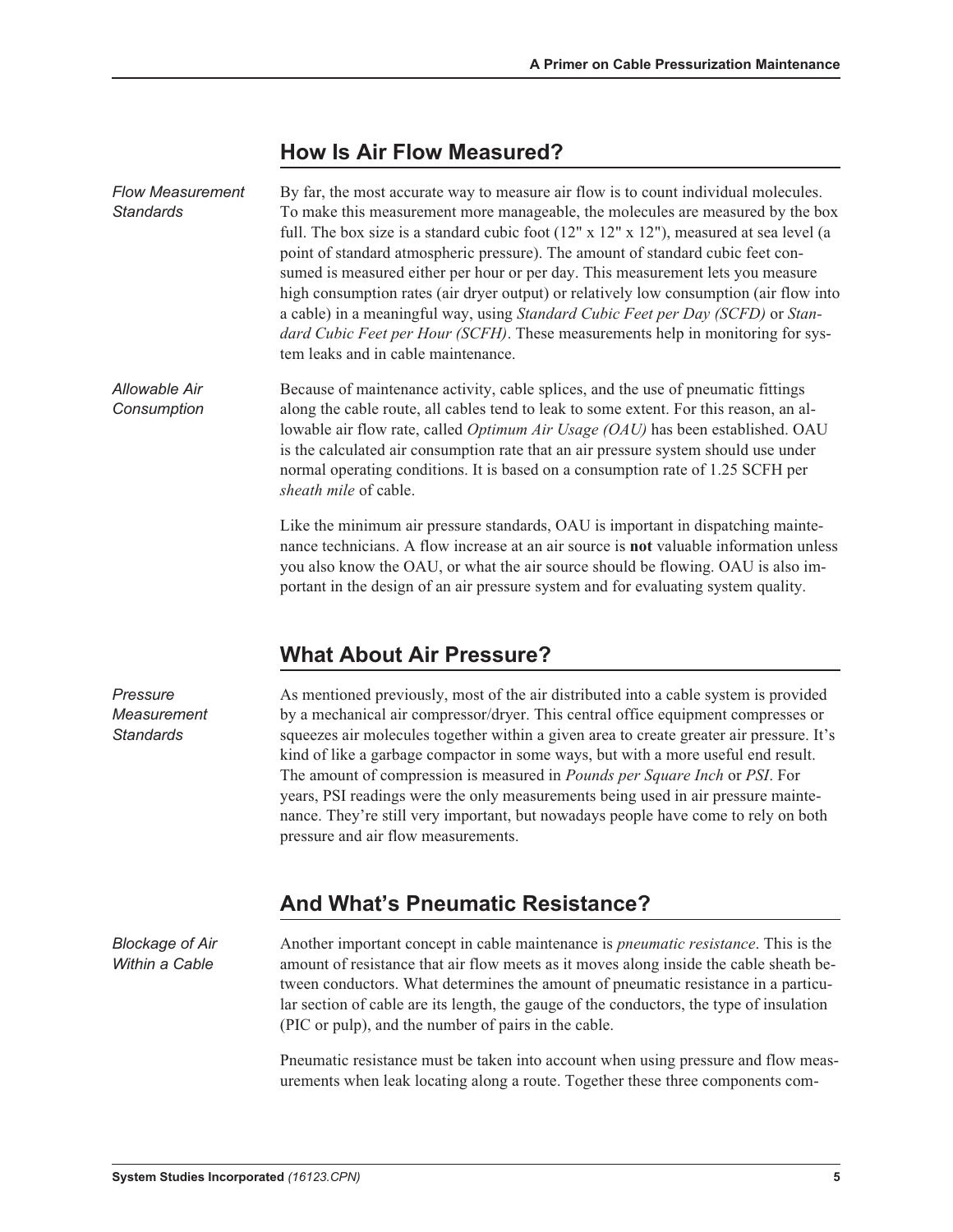## How Is Air Flow Measured?

*Flow Measurement Standards*

By far, the most accurate way to measure air flow is to count individual molecules. To make this measurement more manageable, the molecules are measured by the box full. The box size is a standard cubic foot (12" x 12" x 12"), measured at sea level (a point of standard atmospheric pressure). The amount of standard cubic feet consumed is measured either per hour or per day. This measurement lets you measure high consumption rates (air dryer output) or relatively low consumption (air flow into a cable) in a meaningful way, using *Standard Cubic Feet per Day (SCFD)* or *Standard Cubic Feet per Hour (SCFH)*. These measurements help in monitoring for system leaks and in cable maintenance.

*Allowable Air Consumption*

Because of maintenance activity, cable splices, and the use of pneumatic fittings along the cable route, all cables tend to leak to some extent. For this reason, an allowable air flow rate, called *Optimum Air Usage (OAU)* has been established. OAU is the calculated air consumption rate that an air pressure system should use under normal operating conditions. It is based on a consumption rate of 1.25 SCFH per *sheath mile* of cable.

Like the minimum air pressure standards, OAU is important in dispatching maintenance technicians. A flow increase at an air source is **not** valuable information unless you also know the OAU, or what the air source should be flowing. OAU is also important in the design of an air pressure system and for evaluating system quality.

## What About Air Pressure?

*Pressure Measurement Standards*

As mentioned previously, most of the air distributed into a cable system is provided by a mechanical air compressor/dryer. This central office equipment compresses or squeezes air molecules together within a given area to create greater air pressure. It's kind of like a garbage compactor in some ways, but with a more useful end result. The amount of compression is measured in *Pounds per Square Inch* or *PSI*. For years, PSI readings were the only measurements being used in air pressure maintenance. They're still very important, but nowadays people have come to rely on both pressure and air flow measurements.

## And What's Pneumatic Resistance?

*Blockage of Air Within a Cable*

Another important concept in cable maintenance is *pneumatic resistance*. This is the amount of resistance that air flow meets as it moves along inside the cable sheath between conductors. What determines the amount of pneumatic resistance in a particular section of cable are its length, the gauge of the conductors, the type of insulation (PIC or pulp), and the number of pairs in the cable.

Pneumatic resistance must be taken into account when using pressure and flow measurements when leak locating along a route. Together these three components com-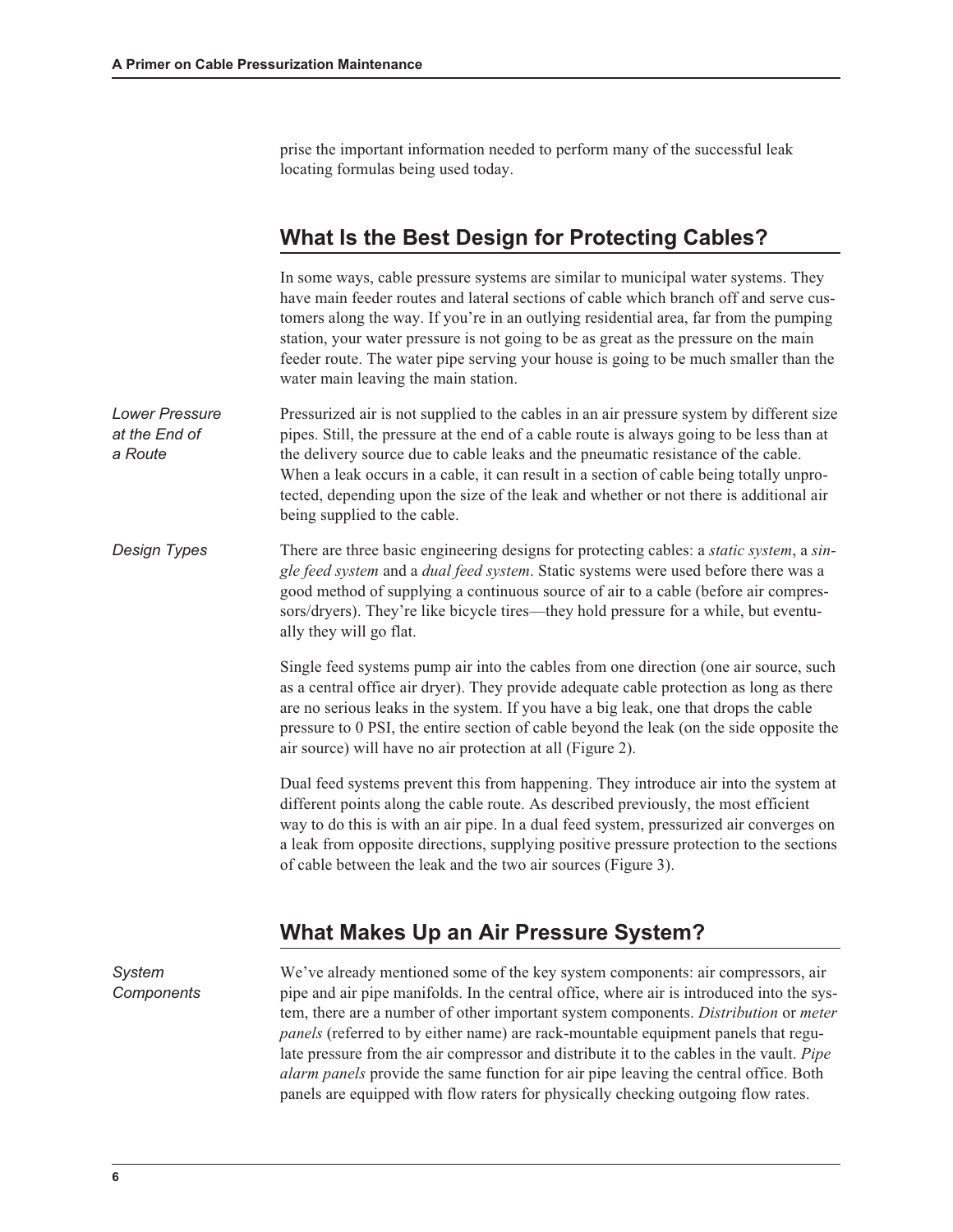prise the important information needed to perform many of the successful leak locating formulas being used today.

## What Is the Best Design for Protecting Cables?

In some ways, cable pressure systems are similar to municipal water systems. They have main feeder routes and lateral sections of cable which branch off and serve customers along the way. If you're in an outlying residential area, far from the pumping station, your water pressure is not going to be as great as the pressure on the main feeder route. The water pipe serving your house is going to be much smaller than the water main leaving the main station.

*Lower Pressure at the End of a Route*

Pressurized air is not supplied to the cables in an air pressure system by different size pipes. Still, the pressure at the end of a cable route is always going to be less than at the delivery source due to cable leaks and the pneumatic resistance of the cable. When a leak occurs in a cable, it can result in a section of cable being totally unprotected, depending upon the size of the leak and whether or not there is additional air being supplied to the cable.

*Design Types*

There are three basic engineering designs for protecting cables: a *static system*, a *single feed system* and a *dual feed system*. Static systems were used before there was a good method of supplying a continuous source of air to a cable (before air compressors/dryers). They're like bicycle tires—they hold pressure for a while, but eventually they will go flat.

Single feed systems pump air into the cables from one direction (one air source, such as a central office air dryer). They provide adequate cable protection as long as there are no serious leaks in the system. If you have a big leak, one that drops the cable pressure to 0 PSI, the entire section of cable beyond the leak (on the side opposite the air source) will have no air protection at all (Figure 2).

Dual feed systems prevent this from happening. They introduce air into the system at different points along the cable route. As described previously, the most efficient way to do this is with an air pipe. In a dual feed system, pressurized air converges on a leak from opposite directions, supplying positive pressure protection to the sections of cable between the leak and the two air sources (Figure 3).

## What Makes Up an Air Pressure System?

*System Components*

We've already mentioned some of the key system components: air compressors, air pipe and air pipe manifolds. In the central office, where air is introduced into the system, there are a number of other important system components. *Distribution* or *meter panels* (referred to by either name) are rack-mountable equipment panels that regulate pressure from the air compressor and distribute it to the cables in the vault. *Pipe alarm panels* provide the same function for air pipe leaving the central office. Both panels are equipped with flow raters for physically checking outgoing flow rates.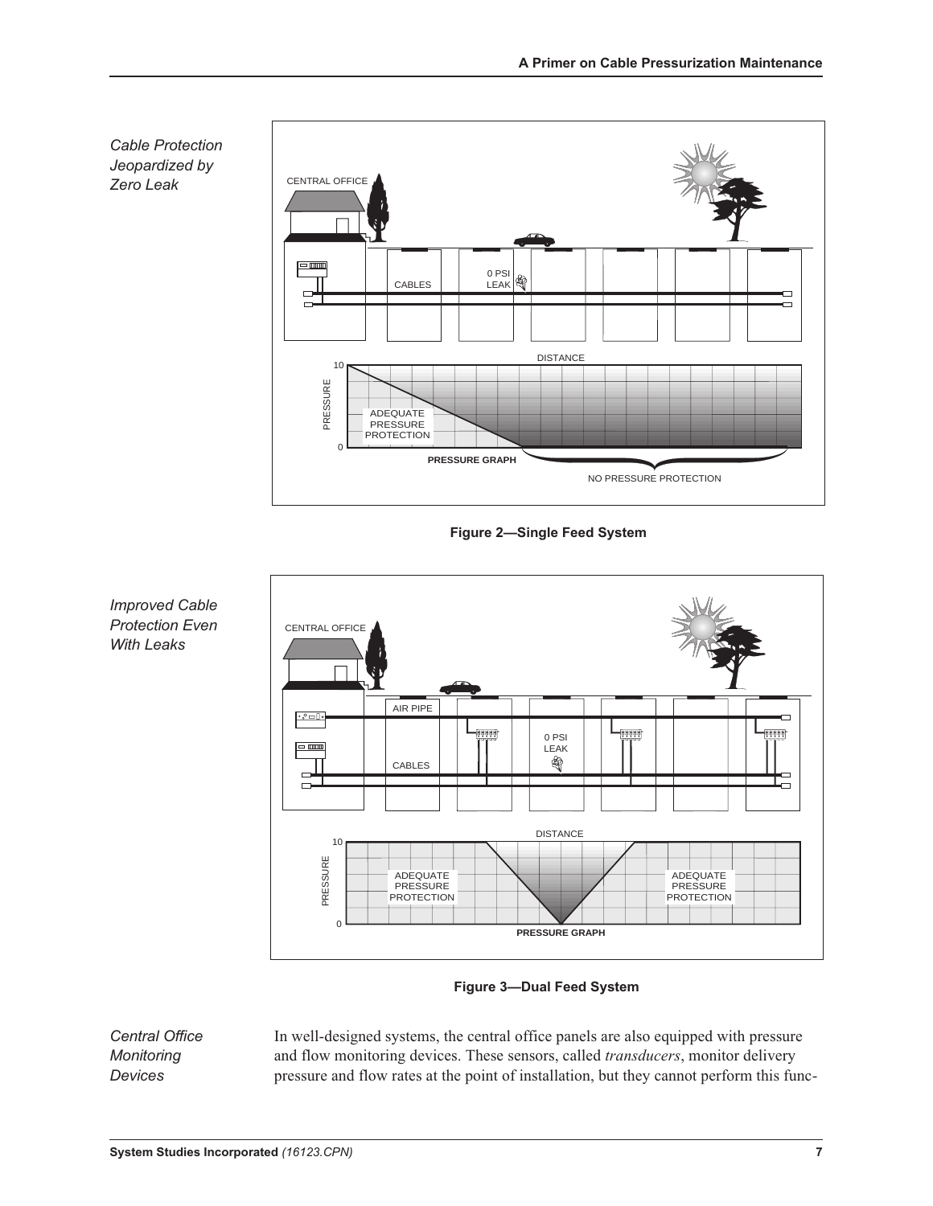*Cable Protection Jeopardized by Zero Leak*

Figure 2—Single Feed System

*Improved Cable Protection Even With Leaks*

Figure 3—Dual Feed System

*Central Office Monitoring Devices*

In well-designed systems, the central office panels are also equipped with pressure and flow monitoring devices. These sensors, called *transducers*, monitor delivery pressure and flow rates at the point of installation, but they cannot perform this func-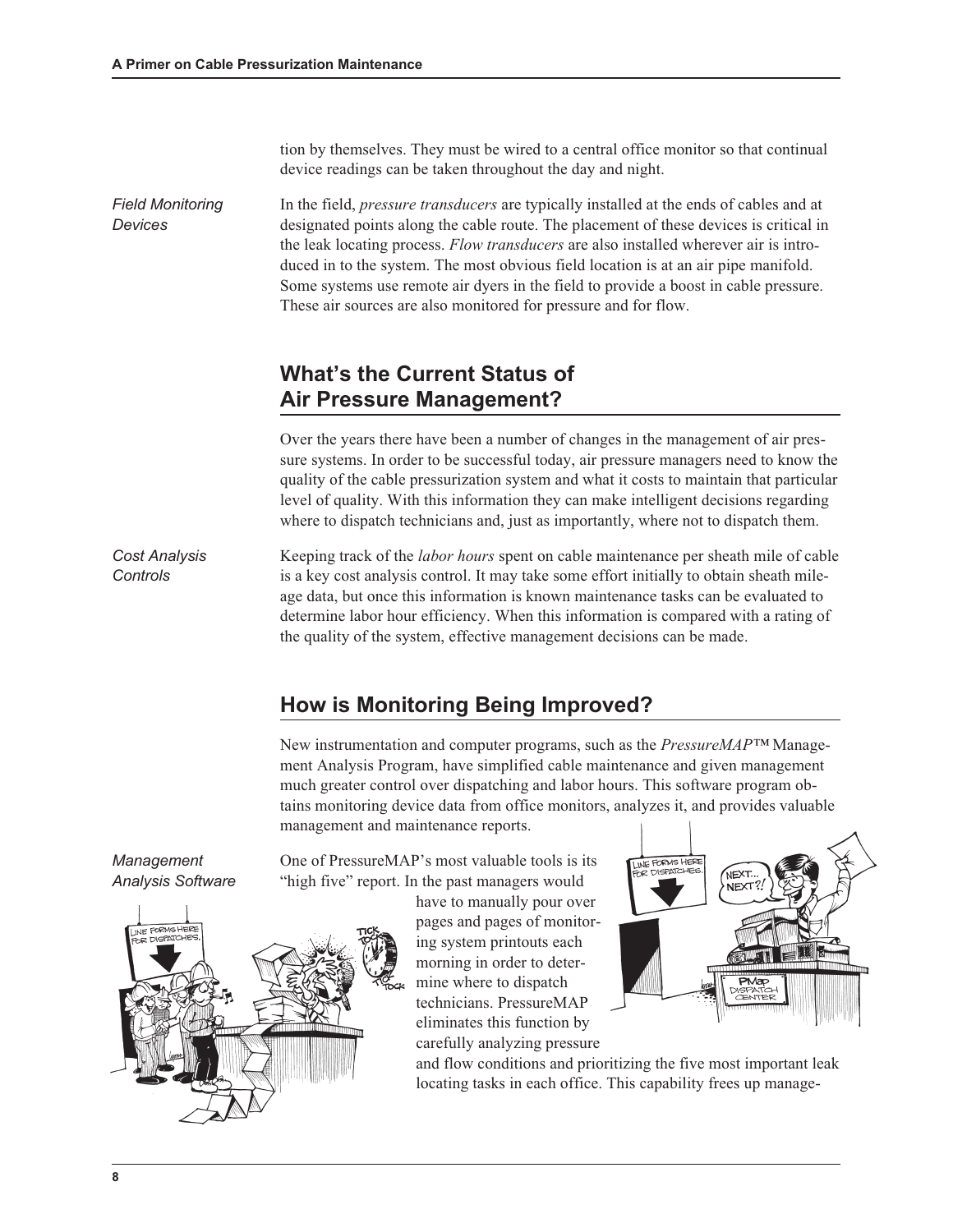tion by themselves. They must be wired to a central office monitor so that continual device readings can be taken throughout the day and night.

*Field Monitoring Devices*

In the field, *pressure transducers* are typically installed at the ends of cables and at designated points along the cable route. The placement of these devices is critical in the leak locating process. *Flow transducers* are also installed wherever air is introduced in to the system. The most obvious field location is at an air pipe manifold. Some systems use remote air dyers in the field to provide a boost in cable pressure. These air sources are also monitored for pressure and for flow.

## What's the Current Status of Air Pressure Management?

Over the years there have been a number of changes in the management of air pressure systems. In order to be successful today, air pressure managers need to know the quality of the cable pressurization system and what it costs to maintain that particular level of quality. With this information they can make intelligent decisions regarding where to dispatch technicians and, just as importantly, where not to dispatch them.

*Cost Analysis Controls*

Keeping track of the *labor hours* spent on cable maintenance per sheath mile of cable is a key cost analysis control. It may take some effort initially to obtain sheath mileage data, but once this information is known maintenance tasks can be evaluated to determine labor hour efficiency. When this information is compared with a rating of the quality of the system, effective management decisions can be made.

## How is Monitoring Being Improved?

New instrumentation and computer programs, such as the *PressureMAP™* Management Analysis Program, have simplified cable maintenance and given management much greater control over dispatching and labor hours. This software program obtains monitoring device data from office monitors, analyzes it, and provides valuable management and maintenance reports.

*Management Analysis Software*

One of PressureMAP's most valuable tools is its "high five" report. In the past managers would have to manually pour over pages and pages of monitoring system printouts each morning in order to determine where to dispatch technicians. PressureMAP eliminates this function by carefully analyzing pressure and flow conditions and prioritizing the five most important leak locating tasks in each office. This capability frees up manage-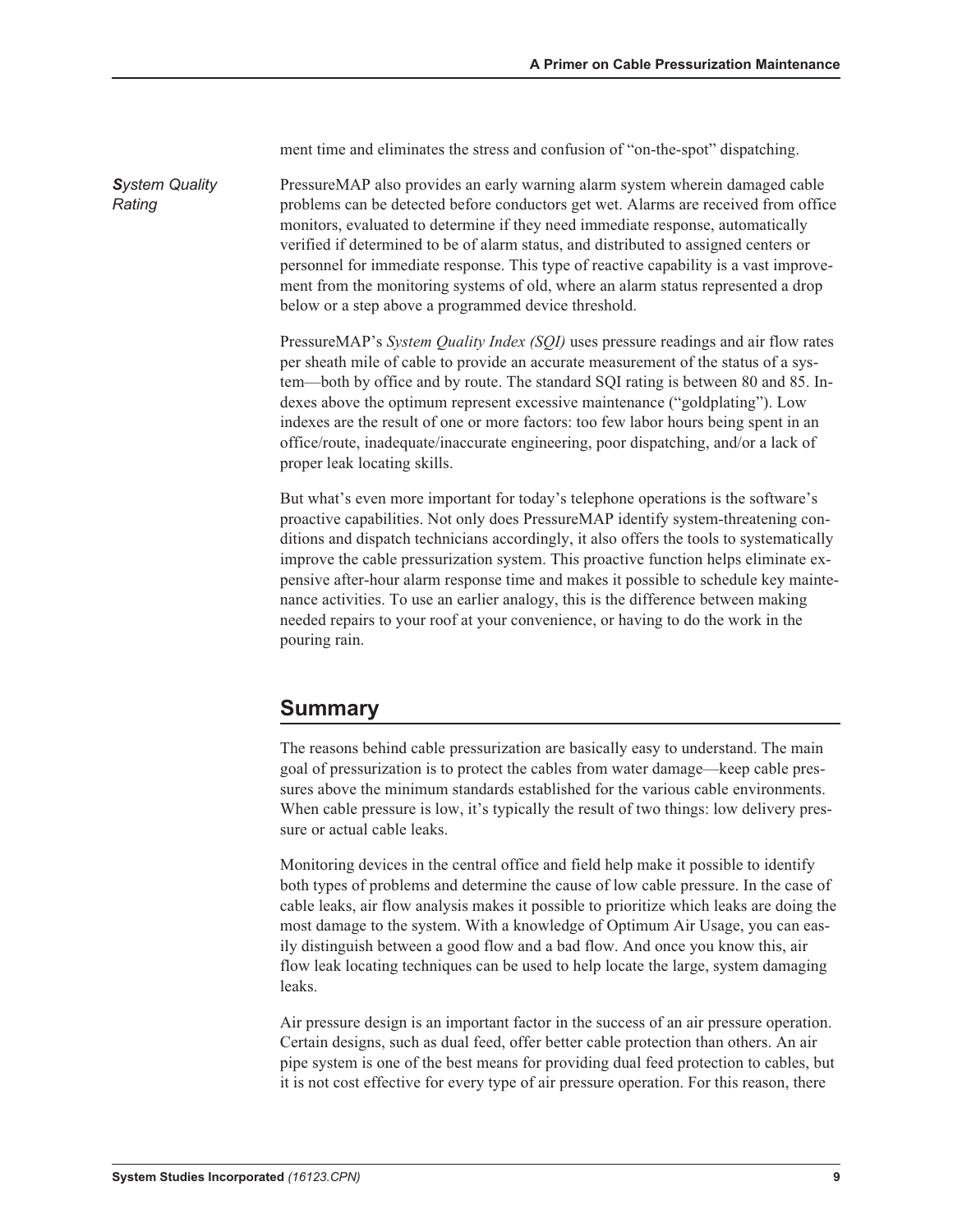ment time and eliminates the stress and confusion of "on-the-spot" dispatching.

***System Quality Rating***

PressureMAP also provides an early warning alarm system wherein damaged cable problems can be detected before conductors get wet. Alarms are received from office monitors, evaluated to determine if they need immediate response, automatically verified if determined to be of alarm status, and distributed to assigned centers or personnel for immediate response. This type of reactive capability is a vast improvement from the monitoring systems of old, where an alarm status represented a drop below or a step above a programmed device threshold.

PressureMAP's *System Quality Index (SQI)* uses pressure readings and air flow rates per sheath mile of cable to provide an accurate measurement of the status of a system—both by office and by route. The standard SQI rating is between 80 and 85. Indexes above the optimum represent excessive maintenance ("goldplating"). Low indexes are the result of one or more factors: too few labor hours being spent in an office/route, inadequate/inaccurate engineering, poor dispatching, and/or a lack of proper leak locating skills.

But what's even more important for today's telephone operations is the software's proactive capabilities. Not only does PressureMAP identify system-threatening conditions and dispatch technicians accordingly, it also offers the tools to systematically improve the cable pressurization system. This proactive function helps eliminate expensive after-hour alarm response time and makes it possible to schedule key maintenance activities. To use an earlier analogy, this is the difference between making needed repairs to your roof at your convenience, or having to do the work in the pouring rain.

## Summary

The reasons behind cable pressurization are basically easy to understand. The main goal of pressurization is to protect the cables from water damage—keep cable pressures above the minimum standards established for the various cable environments. When cable pressure is low, it's typically the result of two things: low delivery pressure or actual cable leaks.

Monitoring devices in the central office and field help make it possible to identify both types of problems and determine the cause of low cable pressure. In the case of cable leaks, air flow analysis makes it possible to prioritize which leaks are doing the most damage to the system. With a knowledge of Optimum Air Usage, you can easily distinguish between a good flow and a bad flow. And once you know this, air flow leak locating techniques can be used to help locate the large, system damaging leaks.

Air pressure design is an important factor in the success of an air pressure operation. Certain designs, such as dual feed, offer better cable protection than others. An air pipe system is one of the best means for providing dual feed protection to cables, but it is not cost effective for every type of air pressure operation. For this reason, there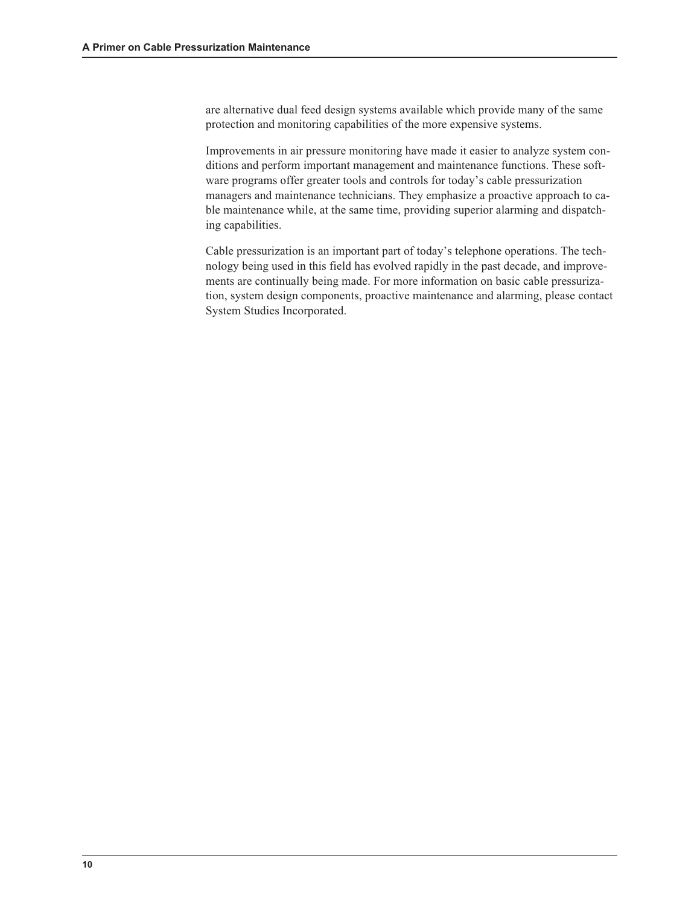are alternative dual feed design systems available which provide many of the same protection and monitoring capabilities of the more expensive systems.

Improvements in air pressure monitoring have made it easier to analyze system conditions and perform important management and maintenance functions. These software programs offer greater tools and controls for today's cable pressurization managers and maintenance technicians. They emphasize a proactive approach to cable maintenance while, at the same time, providing superior alarming and dispatching capabilities.

Cable pressurization is an important part of today's telephone operations. The technology being used in this field has evolved rapidly in the past decade, and improvements are continually being made. For more information on basic cable pressurization, system design components, proactive maintenance and alarming, please contact System Studies Incorporated.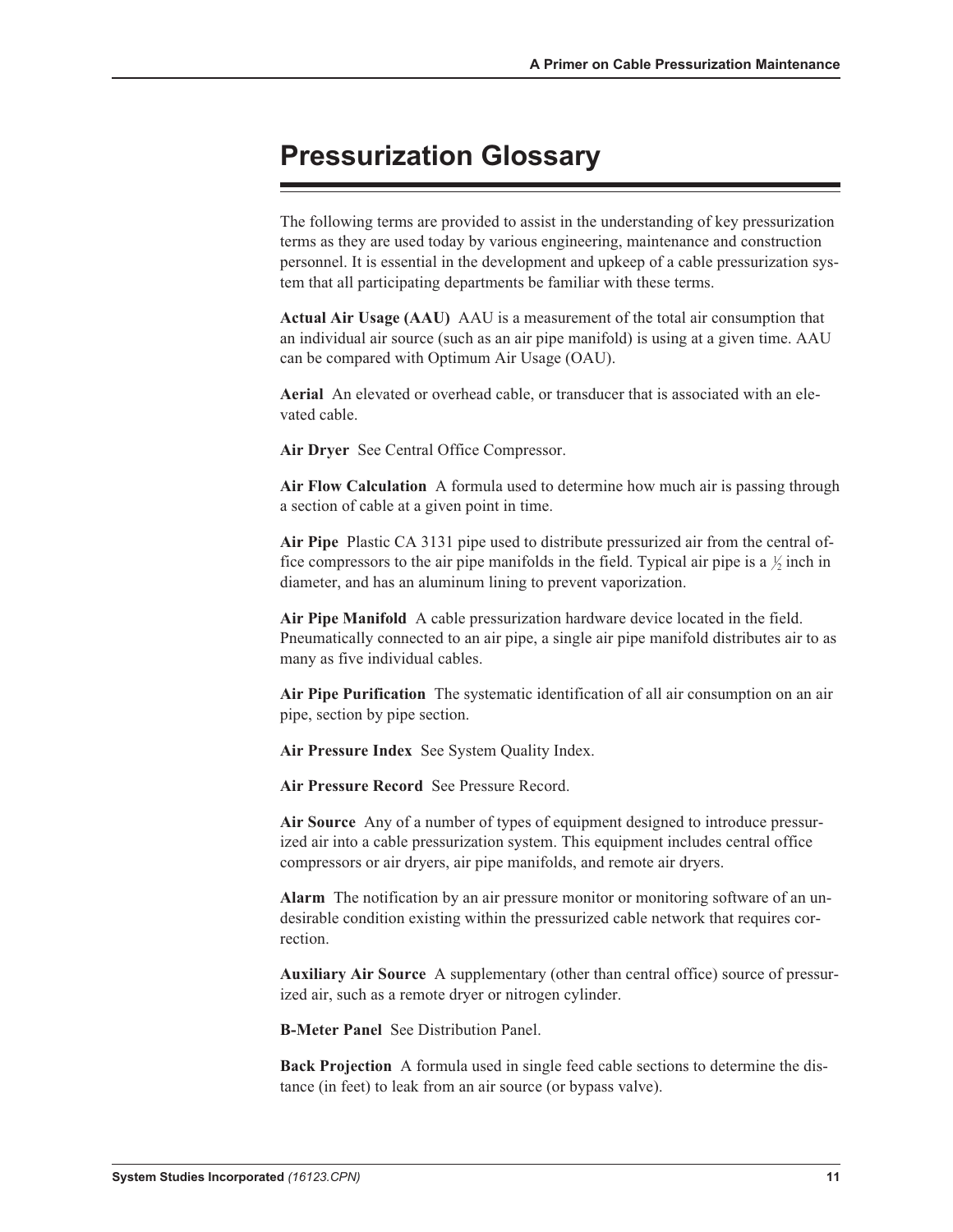# Pressurization Glossary

The following terms are provided to assist in the understanding of key pressurization terms as they are used today by various engineering, maintenance and construction personnel. It is essential in the development and upkeep of a cable pressurization system that all participating departments be familiar with these terms.

**Actual Air Usage (AAU)** AAU is a measurement of the total air consumption that an individual air source (such as an air pipe manifold) is using at a given time. AAU can be compared with Optimum Air Usage (OAU).

**Aerial** An elevated or overhead cable, or transducer that is associated with an elevated cable.

**Air Dryer** See Central Office Compressor.

**Air Flow Calculation** A formula used to determine how much air is passing through a section of cable at a given point in time.

**Air Pipe** Plastic CA 3131 pipe used to distribute pressurized air from the central office compressors to the air pipe manifolds in the field. Typical air pipe is a ½ inch in diameter, and has an aluminum lining to prevent vaporization.

**Air Pipe Manifold** A cable pressurization hardware device located in the field. Pneumatically connected to an air pipe, a single air pipe manifold distributes air to as many as five individual cables.

**Air Pipe Purification** The systematic identification of all air consumption on an air pipe, section by pipe section.

**Air Pressure Index** See System Quality Index.

**Air Pressure Record** See Pressure Record.

**Air Source** Any of a number of types of equipment designed to introduce pressurized air into a cable pressurization system. This equipment includes central office compressors or air dryers, air pipe manifolds, and remote air dryers.

**Alarm** The notification by an air pressure monitor or monitoring software of an undesirable condition existing within the pressurized cable network that requires correction.

**Auxiliary Air Source** A supplementary (other than central office) source of pressurized air, such as a remote dryer or nitrogen cylinder.

**B-Meter Panel** See Distribution Panel.

**Back Projection** A formula used in single feed cable sections to determine the distance (in feet) to leak from an air source (or bypass valve).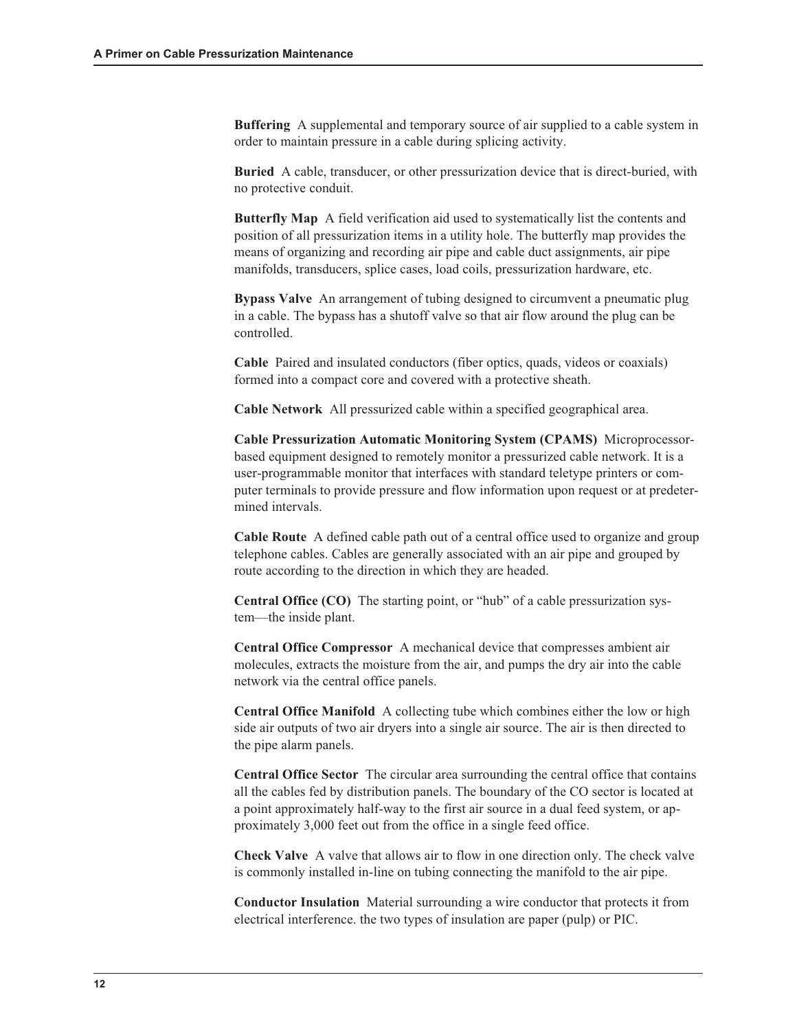**Buffering** A supplemental and temporary source of air supplied to a cable system in order to maintain pressure in a cable during splicing activity.

**Buried** A cable, transducer, or other pressurization device that is direct-buried, with no protective conduit.

**Butterfly Map** A field verification aid used to systematically list the contents and position of all pressurization items in a utility hole. The butterfly map provides the means of organizing and recording air pipe and cable duct assignments, air pipe manifolds, transducers, splice cases, load coils, pressurization hardware, etc.

**Bypass Valve** An arrangement of tubing designed to circumvent a pneumatic plug in a cable. The bypass has a shutoff valve so that air flow around the plug can be controlled.

**Cable** Paired and insulated conductors (fiber optics, quads, videos or coaxials) formed into a compact core and covered with a protective sheath.

**Cable Network** All pressurized cable within a specified geographical area.

**Cable Pressurization Automatic Monitoring System (CPAMS)** Microprocessor-based equipment designed to remotely monitor a pressurized cable network. It is a user-programmable monitor that interfaces with standard teletype printers or computer terminals to provide pressure and flow information upon request or at predetermined intervals.

**Cable Route** A defined cable path out of a central office used to organize and group telephone cables. Cables are generally associated with an air pipe and grouped by route according to the direction in which they are headed.

**Central Office (CO)** The starting point, or "hub" of a cable pressurization system—the inside plant.

**Central Office Compressor** A mechanical device that compresses ambient air molecules, extracts the moisture from the air, and pumps the dry air into the cable network via the central office panels.

**Central Office Manifold** A collecting tube which combines either the low or high side air outputs of two air dryers into a single air source. The air is then directed to the pipe alarm panels.

**Central Office Sector** The circular area surrounding the central office that contains all the cables fed by distribution panels. The boundary of the CO sector is located at a point approximately half-way to the first air source in a dual feed system, or approximately 3,000 feet out from the office in a single feed office.

**Check Valve** A valve that allows air to flow in one direction only. The check valve is commonly installed in-line on tubing connecting the manifold to the air pipe.

**Conductor Insulation** Material surrounding a wire conductor that protects it from electrical interference. the two types of insulation are paper (pulp) or PIC.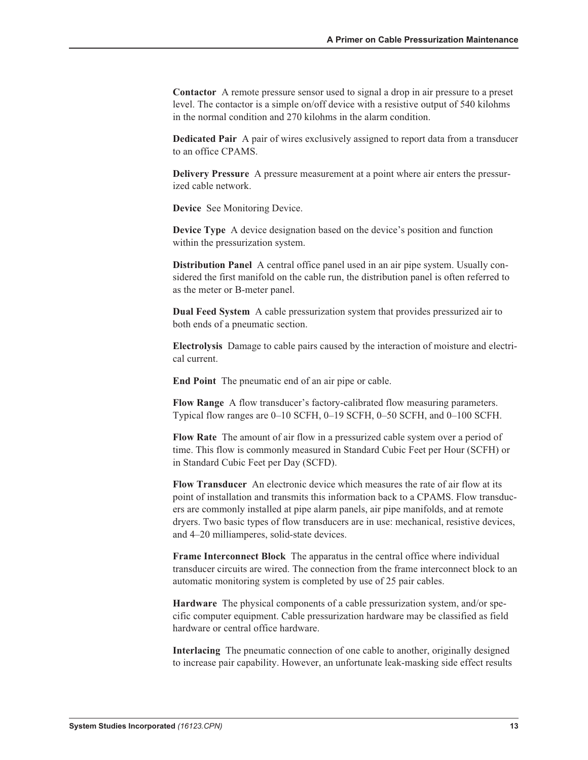**Contactor** A remote pressure sensor used to signal a drop in air pressure to a preset level. The contactor is a simple on/off device with a resistive output of 540 kilohms in the normal condition and 270 kilohms in the alarm condition.

**Dedicated Pair** A pair of wires exclusively assigned to report data from a transducer to an office CPAMS.

**Delivery Pressure** A pressure measurement at a point where air enters the pressurized cable network.

**Device** See Monitoring Device.

**Device Type** A device designation based on the device's position and function within the pressurization system.

**Distribution Panel** A central office panel used in an air pipe system. Usually considered the first manifold on the cable run, the distribution panel is often referred to as the meter or B-meter panel.

**Dual Feed System** A cable pressurization system that provides pressurized air to both ends of a pneumatic section.

**Electrolysis** Damage to cable pairs caused by the interaction of moisture and electrical current.

**End Point** The pneumatic end of an air pipe or cable.

**Flow Range** A flow transducer's factory-calibrated flow measuring parameters. Typical flow ranges are 0–10 SCFH, 0–19 SCFH, 0–50 SCFH, and 0–100 SCFH.

**Flow Rate** The amount of air flow in a pressurized cable system over a period of time. This flow is commonly measured in Standard Cubic Feet per Hour (SCFH) or in Standard Cubic Feet per Day (SCFD).

**Flow Transducer** An electronic device which measures the rate of air flow at its point of installation and transmits this information back to a CPAMS. Flow transducers are commonly installed at pipe alarm panels, air pipe manifolds, and at remote dryers. Two basic types of flow transducers are in use: mechanical, resistive devices, and 4–20 milliamperes, solid-state devices.

**Frame Interconnect Block** The apparatus in the central office where individual transducer circuits are wired. The connection from the frame interconnect block to an automatic monitoring system is completed by use of 25 pair cables.

**Hardware** The physical components of a cable pressurization system, and/or specific computer equipment. Cable pressurization hardware may be classified as field hardware or central office hardware.

**Interlacing** The pneumatic connection of one cable to another, originally designed to increase pair capability. However, an unfortunate leak-masking side effect results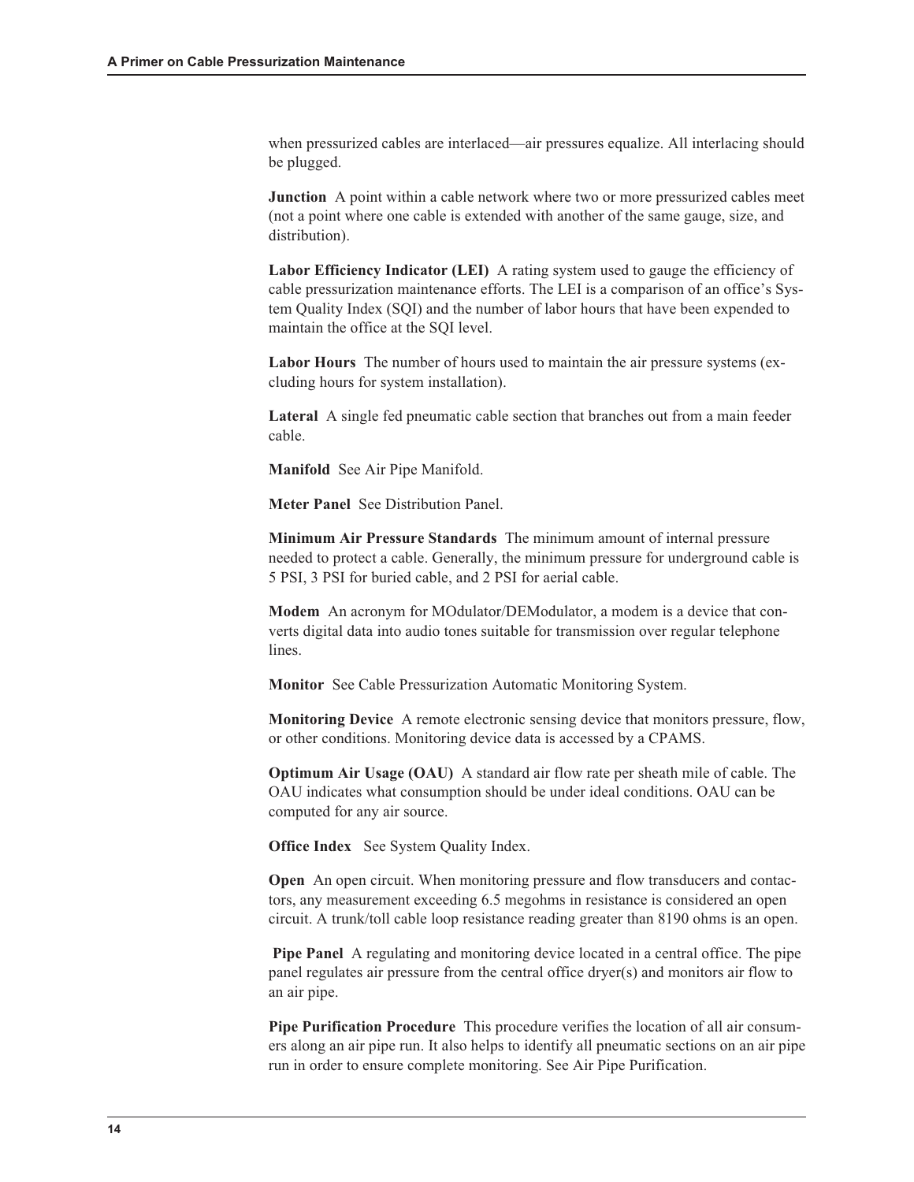when pressurized cables are interlaced—air pressures equalize. All interlacing should be plugged.

**Junction** A point within a cable network where two or more pressurized cables meet (not a point where one cable is extended with another of the same gauge, size, and distribution).

**Labor Efficiency Indicator (LEI)** A rating system used to gauge the efficiency of cable pressurization maintenance efforts. The LEI is a comparison of an office's System Quality Index (SQI) and the number of labor hours that have been expended to maintain the office at the SQI level.

**Labor Hours** The number of hours used to maintain the air pressure systems (excluding hours for system installation).

**Lateral** A single fed pneumatic cable section that branches out from a main feeder cable.

**Manifold** See Air Pipe Manifold.

**Meter Panel** See Distribution Panel.

**Minimum Air Pressure Standards** The minimum amount of internal pressure needed to protect a cable. Generally, the minimum pressure for underground cable is 5 PSI, 3 PSI for buried cable, and 2 PSI for aerial cable.

**Modem** An acronym for MOdulator/DEModulator, a modem is a device that converts digital data into audio tones suitable for transmission over regular telephone lines.

**Monitor** See Cable Pressurization Automatic Monitoring System.

**Monitoring Device** A remote electronic sensing device that monitors pressure, flow, or other conditions. Monitoring device data is accessed by a CPAMS.

**Optimum Air Usage (OAU)** A standard air flow rate per sheath mile of cable. The OAU indicates what consumption should be under ideal conditions. OAU can be computed for any air source.

**Office Index** See System Quality Index.

**Open** An open circuit. When monitoring pressure and flow transducers and contactors, any measurement exceeding 6.5 megohms in resistance is considered an open circuit. A trunk/toll cable loop resistance reading greater than 8190 ohms is an open.

**Pipe Panel** A regulating and monitoring device located in a central office. The pipe panel regulates air pressure from the central office dryer(s) and monitors air flow to an air pipe.

**Pipe Purification Procedure** This procedure verifies the location of all air consumers along an air pipe run. It also helps to identify all pneumatic sections on an air pipe run in order to ensure complete monitoring. See Air Pipe Purification.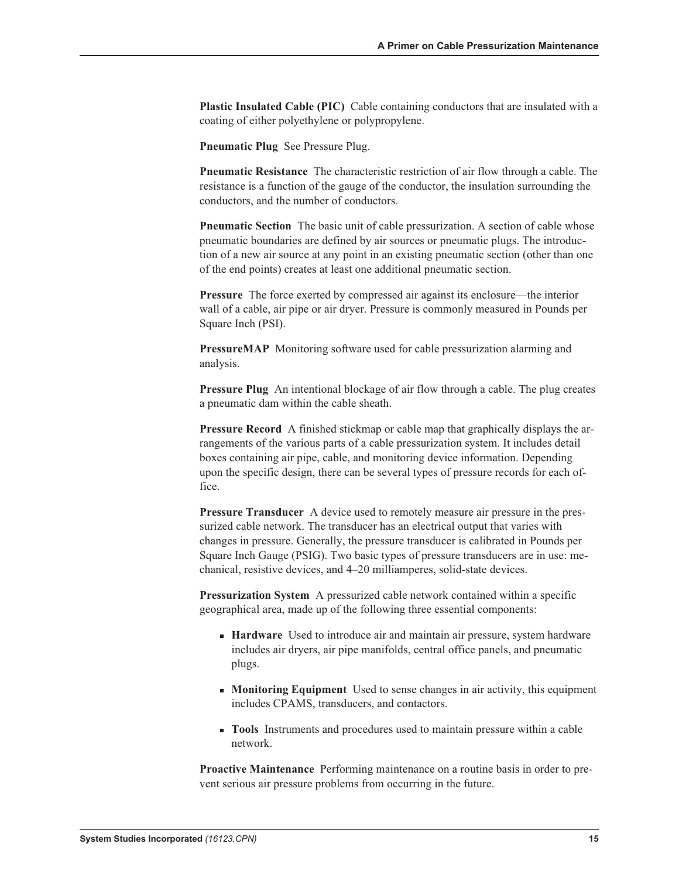**Plastic Insulated Cable (PIC)** Cable containing conductors that are insulated with a coating of either polyethylene or polypropylene.

**Pneumatic Plug** See Pressure Plug.

**Pneumatic Resistance** The characteristic restriction of air flow through a cable. The resistance is a function of the gauge of the conductor, the insulation surrounding the conductors, and the number of conductors.

**Pneumatic Section** The basic unit of cable pressurization. A section of cable whose pneumatic boundaries are defined by air sources or pneumatic plugs. The introduction of a new air source at any point in an existing pneumatic section (other than one of the end points) creates at least one additional pneumatic section.

**Pressure** The force exerted by compressed air against its enclosure—the interior wall of a cable, air pipe or air dryer. Pressure is commonly measured in Pounds per Square Inch (PSI).

**PressureMAP** Monitoring software used for cable pressurization alarming and analysis.

**Pressure Plug** An intentional blockage of air flow through a cable. The plug creates a pneumatic dam within the cable sheath.

**Pressure Record** A finished stickmap or cable map that graphically displays the arrangements of the various parts of a cable pressurization system. It includes detail boxes containing air pipe, cable, and monitoring device information. Depending upon the specific design, there can be several types of pressure records for each office.

**Pressure Transducer** A device used to remotely measure air pressure in the pressurized cable network. The transducer has an electrical output that varies with changes in pressure. Generally, the pressure transducer is calibrated in Pounds per Square Inch Gauge (PSIG). Two basic types of pressure transducers are in use: mechanical, resistive devices, and 4–20 milliamperes, solid-state devices.

**Pressurization System** A pressurized cable network contained within a specific geographical area, made up of the following three essential components:

- **Hardware** Used to introduce air and maintain air pressure, system hardware includes air dryers, air pipe manifolds, central office panels, and pneumatic plugs.
- **Monitoring Equipment** Used to sense changes in air activity, this equipment includes CPAMS, transducers, and contactors.
- **Tools** Instruments and procedures used to maintain pressure within a cable network.

**Proactive Maintenance** Performing maintenance on a routine basis in order to prevent serious air pressure problems from occurring in the future.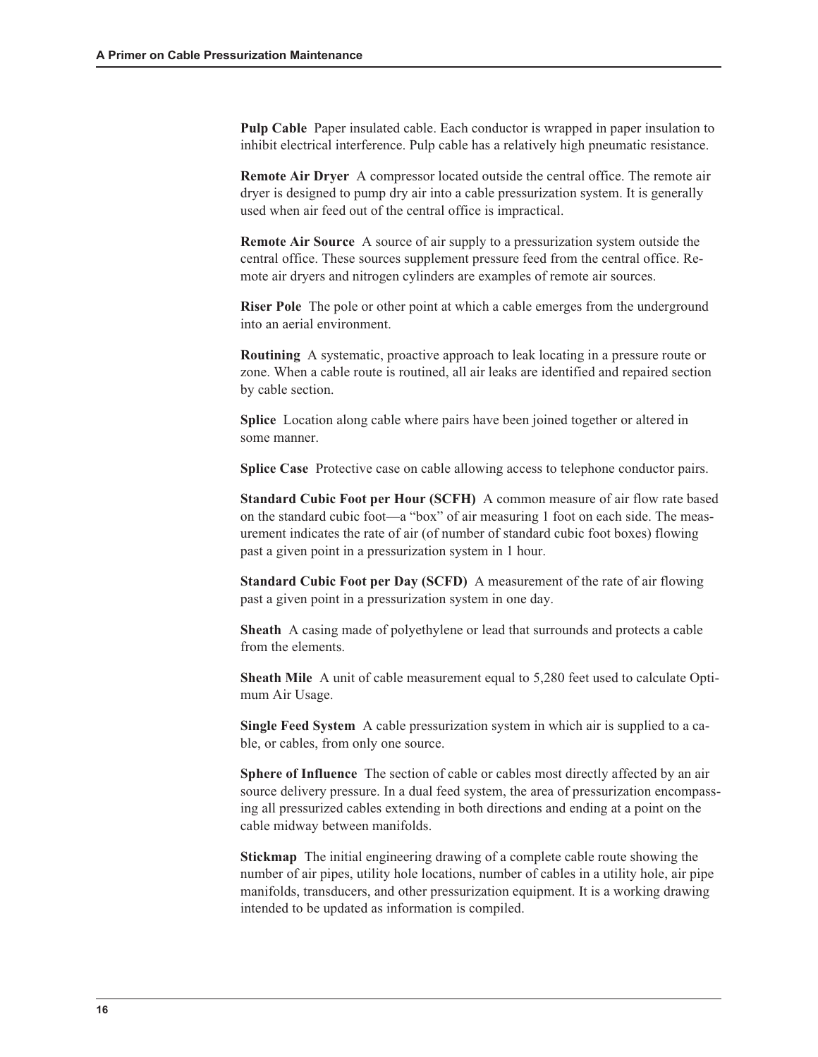**Pulp Cable** Paper insulated cable. Each conductor is wrapped in paper insulation to inhibit electrical interference. Pulp cable has a relatively high pneumatic resistance.

**Remote Air Dryer** A compressor located outside the central office. The remote air dryer is designed to pump dry air into a cable pressurization system. It is generally used when air feed out of the central office is impractical.

**Remote Air Source** A source of air supply to a pressurization system outside the central office. These sources supplement pressure feed from the central office. Remote air dryers and nitrogen cylinders are examples of remote air sources.

**Riser Pole** The pole or other point at which a cable emerges from the underground into an aerial environment.

**Routining** A systematic, proactive approach to leak locating in a pressure route or zone. When a cable route is routined, all air leaks are identified and repaired section by cable section.

**Splice** Location along cable where pairs have been joined together or altered in some manner.

**Splice Case** Protective case on cable allowing access to telephone conductor pairs.

**Standard Cubic Foot per Hour (SCFH)** A common measure of air flow rate based on the standard cubic foot—a "box" of air measuring 1 foot on each side. The measurement indicates the rate of air (of number of standard cubic foot boxes) flowing past a given point in a pressurization system in 1 hour.

**Standard Cubic Foot per Day (SCFD)** A measurement of the rate of air flowing past a given point in a pressurization system in one day.

**Sheath** A casing made of polyethylene or lead that surrounds and protects a cable from the elements.

**Sheath Mile** A unit of cable measurement equal to 5,280 feet used to calculate Optimum Air Usage.

**Single Feed System** A cable pressurization system in which air is supplied to a cable, or cables, from only one source.

**Sphere of Influence** The section of cable or cables most directly affected by an air source delivery pressure. In a dual feed system, the area of pressurization encompassing all pressurized cables extending in both directions and ending at a point on the cable midway between manifolds.

**Stickmap** The initial engineering drawing of a complete cable route showing the number of air pipes, utility hole locations, number of cables in a utility hole, air pipe manifolds, transducers, and other pressurization equipment. It is a working drawing intended to be updated as information is compiled.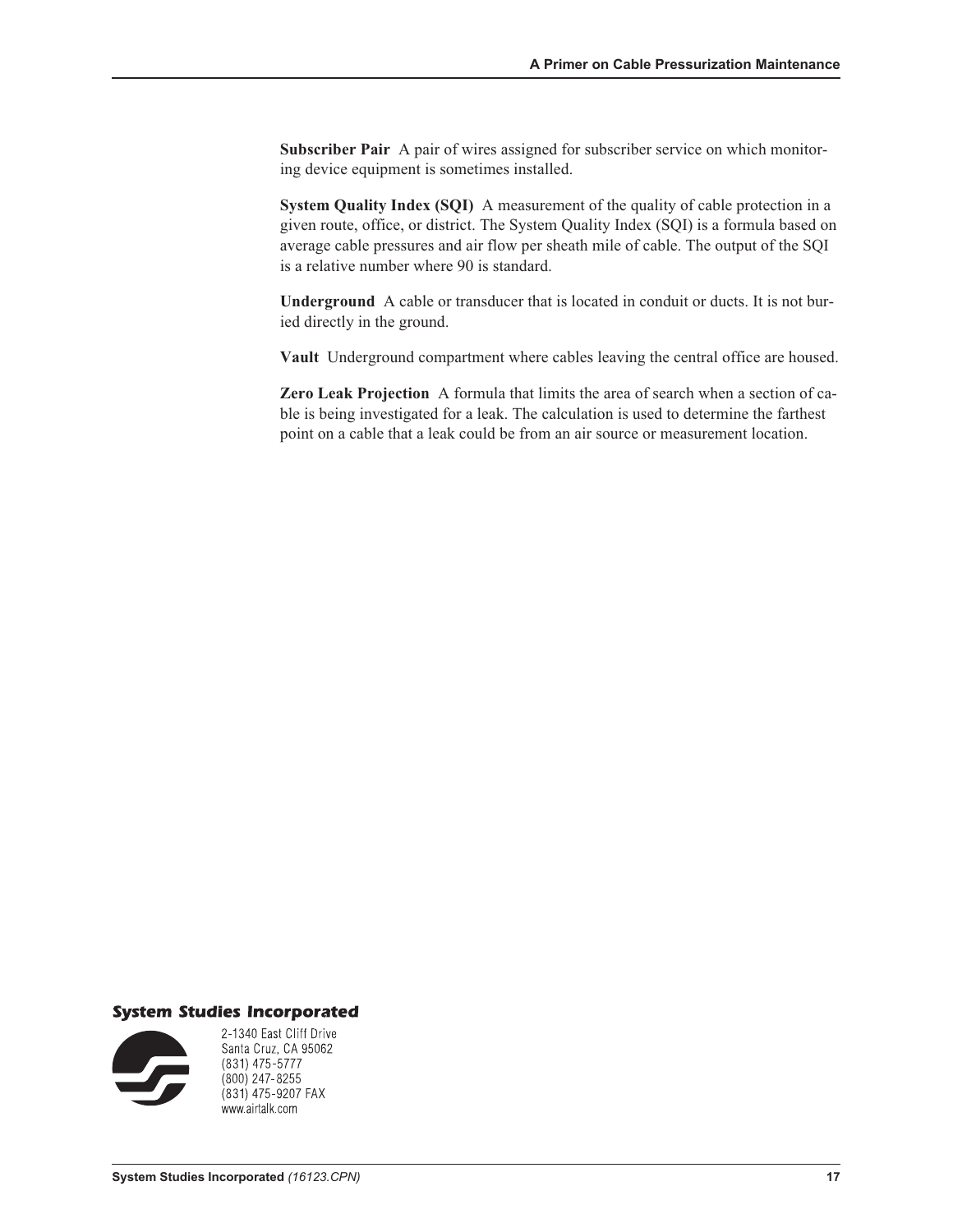**Subscriber Pair** A pair of wires assigned for subscriber service on which monitoring device equipment is sometimes installed.

**System Quality Index (SQI)** A measurement of the quality of cable protection in a given route, office, or district. The System Quality Index (SQI) is a formula based on average cable pressures and air flow per sheath mile of cable. The output of the SQI is a relative number where 90 is standard.

**Underground** A cable or transducer that is located in conduit or ducts. It is not buried directly in the ground.

**Vault** Underground compartment where cables leaving the central office are housed.

**Zero Leak Projection** A formula that limits the area of search when a section of cable is being investigated for a leak. The calculation is used to determine the farthest point on a cable that a leak could be from an air source or measurement location.

**System Studies Incorporated**

2-1340 East Cliff Drive
Santa Cruz, CA 95062
(831) 475-5777
(800) 247-8255
(831) 475-9207 FAX
www.airtalk.com